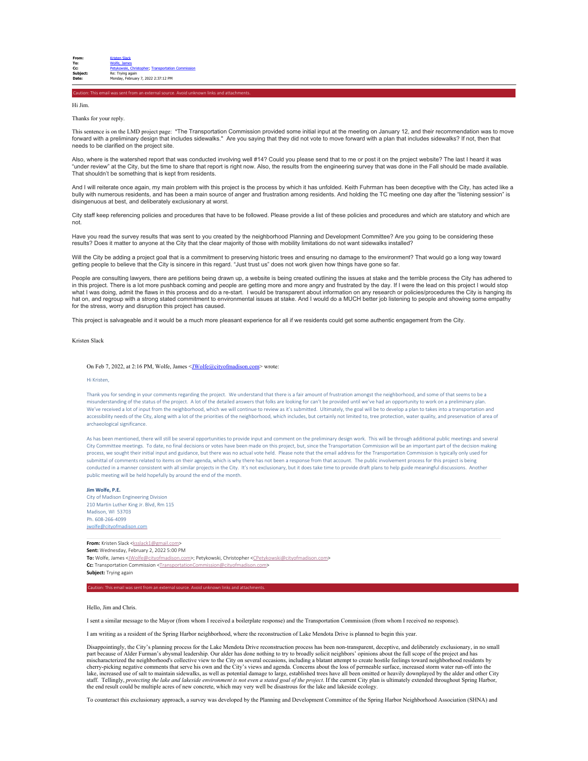**From:** Kristen Slack
**To:** Wolfe, James
**Cc:** Petykowski, Christopher; Transportation Commission
**Subject:** Re: Trying again
**Date:** Monday, February 7, 2022 2:37:12 PM

Caution: This email was sent from an external source. Avoid unknown links and attachments.

Hi Jim.

Thanks for your reply.

This sentence is on the LMD project page: "The Transportation Commission provided some initial input at the meeting on January 12, and their recommendation was to move forward with a preliminary design that includes sidewalks." Are you saying that they did not vote to move forward with a plan that includes sidewalks? If not, then that needs to be clarified on the project site.

Also, where is the watershed report that was conducted involving well #14? Could you please send that to me or post it on the project website? The last I heard it was "under review" at the City, but the time to share that report is right now. Also, the results from the engineering survey that was done in the Fall should be made available. That shouldn't be something that is kept from residents.

And I will reiterate once again, my main problem with this project is the process by which it has unfolded. Keith Fuhrman has been deceptive with the City, has acted like a bully with numerous residents, and has been a main source of anger and frustration among residents. And holding the TC meeting one day after the "listening session" is disingenuous at best, and deliberately exclusionary at worst.

City staff keep referencing policies and procedures that have to be followed. Please provide a list of these policies and procedures and which are statutory and which are not.

Have you read the survey results that was sent to you created by the neighborhood Planning and Development Committee? Are you going to be considering these results? Does it matter to anyone at the City that the clear majority of those with mobility limitations do not want sidewalks installed?

Will the City be adding a project goal that is a commitment to preserving historic trees and ensuring no damage to the environment? That would go a long way toward getting people to believe that the City is sincere in this regard. "Just trust us" does not work given how things have gone so far.

People are consulting lawyers, there are petitions being drawn up, a website is being created outlining the issues at stake and the terrible process the City has adhered to in this project. There is a lot more pushback coming and people are getting more and more angry and frustrated by the day. If I were the lead on this project I would stop what I was doing, admit the flaws in this process and do a re-start. I would be transparent about information on any research or policies/procedures the City is hanging its hat on, and regroup with a strong stated commitment to environmental issues at stake. And I would do a MUCH better job listening to people and showing some empathy for the stress, worry and disruption this project has caused.

This project is salvageable and it would be a much more pleasant experience for all if we residents could get some authentic engagement from the City.

Kristen Slack

On Feb 7, 2022, at 2:16 PM, Wolfe, James <JWolfe@cityofmadison.com> wrote:

Hi Kristen,

Thank you for sending in your comments regarding the project. We understand that there is a fair amount of frustration amongst the neighborhood, and some of that seems to be a misunderstanding of the status of the project. A lot of the detailed answers that folks are looking for can't be provided until we've had an opportunity to work on a preliminary plan. We've received a lot of input from the neighborhood, which we will continue to review as it's submitted. Ultimately, the goal will be to develop a plan to takes into a transportation and accessibility needs of the City, along with a lot of the priorities of the neighborhood, which includes, but certainly not limited to, tree protection, water quality, and preservation of area of archaeological significance.

As has been mentioned, there will still be several opportunities to provide input and comment on the preliminary design work. This will be through additional public meetings and several City Committee meetings. To date, no final decisions or votes have been made on this project, but, since the Transportation Commission will be an important part of the decision making process, we sought their initial input and guidance, but there was no actual vote held. Please note that the email address for the Transportation Commission is typically only used for submittal of comments related to items on their agenda, which is why there has not been a response from that account. The public involvement process for this project is being conducted in a manner consistent with all similar projects in the City. It's not exclusionary, but it does take time to provide draft plans to help guide meaningful discussions. Another public meeting will be held hopefully by around the end of the month.

**Jim Wolfe, P.E.**
City of Madison Engineering Division
210 Martin Luther King Jr. Blvd, Rm 115
Madison, WI 53703
Ph. 608-266-4099
jwolfe@cityofmadison.com

**From:** Kristen Slack <ksslack1@gmail.com>
**Sent:** Wednesday, February 2, 2022 5:00 PM
**To:** Wolfe, James <JWolfe@cityofmadison.com>; Petykowski, Christopher <CPetykowski@cityofmadison.com>
**Cc:** Transportation Commission <TransportationCommission@cityofmadison.com>
**Subject:** Trying again

Caution: This email was sent from an external source. Avoid unknown links and attachments.

Hello, Jim and Chris.

I sent a similar message to the Mayor (from whom I received a boilerplate response) and the Transportation Commission (from whom I received no response).

I am writing as a resident of the Spring Harbor neighborhood, where the reconstruction of Lake Mendota Drive is planned to begin this year.

Disappointingly, the City's planning process for the Lake Mendota Drive reconstruction process has been non-transparent, deceptive, and deliberately exclusionary, in no small part because of Alder Furman's abysmal leadership. Our alder has done nothing to try to broadly solicit neighbors' opinions about the full scope of the project and has mischaracterized the neighborhood's collective view to the City on several occasions, including a blatant attempt to create hostile feelings toward neighborhood residents by cherry-picking negative comments that serve his own and the City's views and agenda. Concerns about the loss of permeable surface, increased storm water run-off into the lake, increased use of salt to maintain sidewalks, as well as potential damage to large, established trees have all been omitted or heavily downplayed by the alder and other City staff. Tellingly, *protecting the lake and lakeside environment is not even a stated goal of the project*. If the current City plan is ultimately extended throughout Spring Harbor, the end result could be multiple acres of new concrete, which may very well be disastrous for the lake and lakeside ecology.

To counteract this exclusionary approach, a survey was developed by the Planning and Development Committee of the Spring Harbor Neighborhood Association (SHNA) and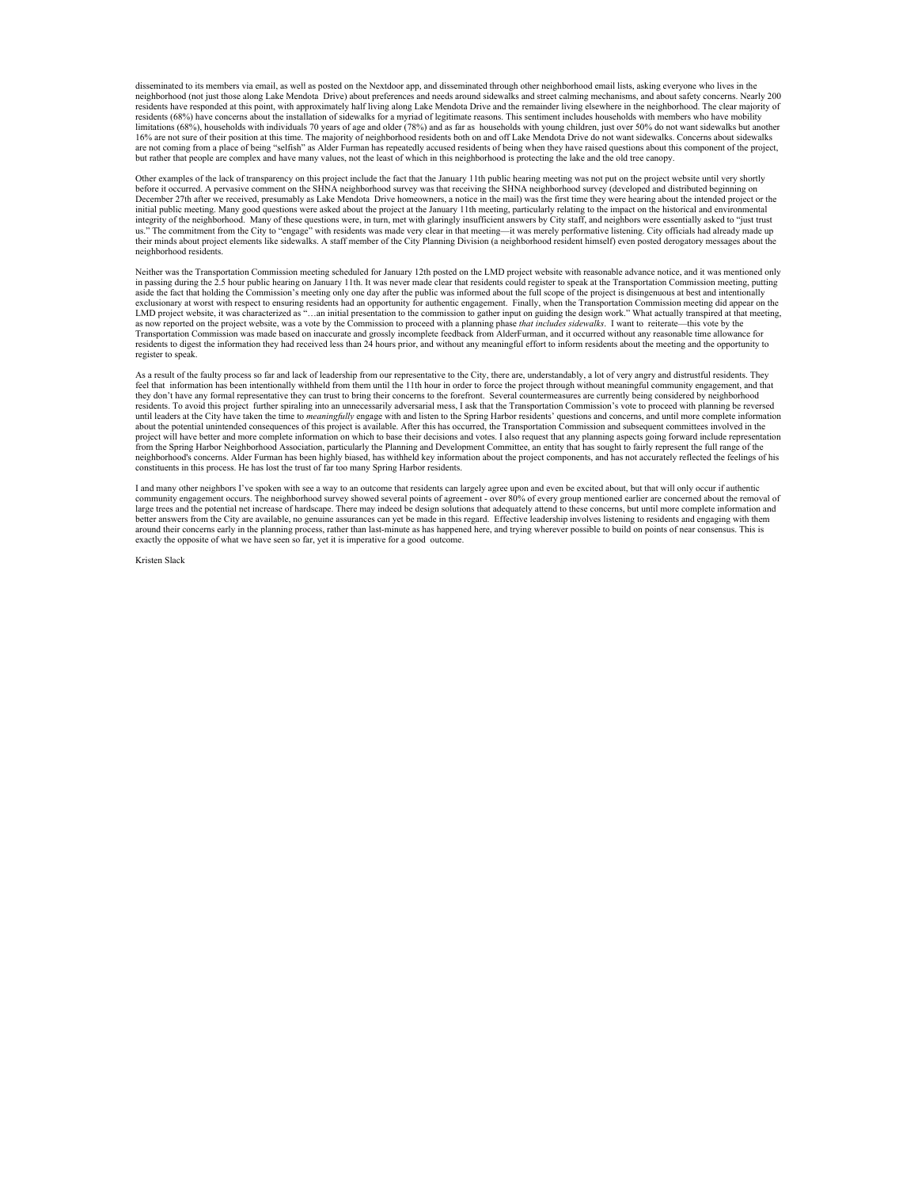disseminated to its members via email, as well as posted on the Nextdoor app, and disseminated through other neighborhood email lists, asking everyone who lives in the neighborhood (not just those along Lake Mendota Drive) about preferences and needs around sidewalks and street calming mechanisms, and about safety concerns. Nearly 200 residents have responded at this point, with approximately half living along Lake Mendota Drive and the remainder living elsewhere in the neighborhood. The clear majority of residents (68%) have concerns about the installation of sidewalks for a myriad of legitimate reasons. This sentiment includes households with members who have mobility limitations (68%), households with individuals 70 years of age and older (78%) and as far as households with young children, just over 50% do not want sidewalks but another 16% are not sure of their position at this time. The majority of neighborhood residents both on and off Lake Mendota Drive do not want sidewalks. Concerns about sidewalks are not coming from a place of being "selfish" as Alder Furman has repeatedly accused residents of being when they have raised questions about this component of the project, but rather that people are complex and have many values, not the least of which in this neighborhood is protecting the lake and the old tree canopy.

Other examples of the lack of transparency on this project include the fact that the January 11th public hearing meeting was not put on the project website until very shortly before it occurred. A pervasive comment on the SHNA neighborhood survey was that receiving the SHNA neighborhood survey (developed and distributed beginning on December 27th after we received, presumably as Lake Mendota Drive homeowners, a notice in the mail) was the first time they were hearing about the intended project or the initial public meeting. Many good questions were asked about the project at the January 11th meeting, particularly relating to the impact on the historical and environmental integrity of the neighborhood. Many of these questions were, in turn, met with glaringly insufficient answers by City staff, and neighbors were essentially asked to "just trust us." The commitment from the City to "engage" with residents was made very clear in that meeting—it was merely performative listening. City officials had already made up their minds about project elements like sidewalks. A staff member of the City Planning Division (a neighborhood resident himself) even posted derogatory messages about the neighborhood residents.

Neither was the Transportation Commission meeting scheduled for January 12th posted on the LMD project website with reasonable advance notice, and it was mentioned only in passing during the 2.5 hour public hearing on January 11th. It was never made clear that residents could register to speak at the Transportation Commission meeting, putting aside the fact that holding the Commission's meeting only one day after the public was informed about the full scope of the project is disingenuous at best and intentionally exclusionary at worst with respect to ensuring residents had an opportunity for authentic engagement. Finally, when the Transportation Commission meeting did appear on the LMD project website, it was characterized as "…an initial presentation to the commission to gather input on guiding the design work." What actually transpired at that meeting, as now reported on the project website, was a vote by the Commission to proceed with a planning phase *that includes sidewalks*. I want to reiterate—this vote by the Transportation Commission was made based on inaccurate and grossly incomplete feedback from AlderFurman, and it occurred without any reasonable time allowance for residents to digest the information they had received less than 24 hours prior, and without any meaningful effort to inform residents about the meeting and the opportunity to register to speak.

As a result of the faulty process so far and lack of leadership from our representative to the City, there are, understandably, a lot of very angry and distrustful residents. They feel that information has been intentionally withheld from them until the 11th hour in order to force the project through without meaningful community engagement, and that they don't have any formal representative they can trust to bring their concerns to the forefront. Several countermeasures are currently being considered by neighborhood residents. To avoid this project further spiraling into an unnecessarily adversarial mess, I ask that the Transportation Commission's vote to proceed with planning be reversed until leaders at the City have taken the time to *meaningfully* engage with and listen to the Spring Harbor residents' questions and concerns, and until more complete information about the potential unintended consequences of this project is available. After this has occurred, the Transportation Commission and subsequent committees involved in the project will have better and more complete information on which to base their decisions and votes. I also request that any planning aspects going forward include representation from the Spring Harbor Neighborhood Association, particularly the Planning and Development Committee, an entity that has sought to fairly represent the full range of the neighborhood's concerns. Alder Furman has been highly biased, has withheld key information about the project components, and has not accurately reflected the feelings of his constituents in this process. He has lost the trust of far too many Spring Harbor residents.

I and many other neighbors I've spoken with see a way to an outcome that residents can largely agree upon and even be excited about, but that will only occur if authentic community engagement occurs. The neighborhood survey showed several points of agreement - over 80% of every group mentioned earlier are concerned about the removal of large trees and the potential net increase of hardscape. There may indeed be design solutions that adequately attend to these concerns, but until more complete information and better answers from the City are available, no genuine assurances can yet be made in this regard. Effective leadership involves listening to residents and engaging with them around their concerns early in the planning process, rather than last-minute as has happened here, and trying wherever possible to build on points of near consensus. This is exactly the opposite of what we have seen so far, yet it is imperative for a good outcome.

Kristen Slack